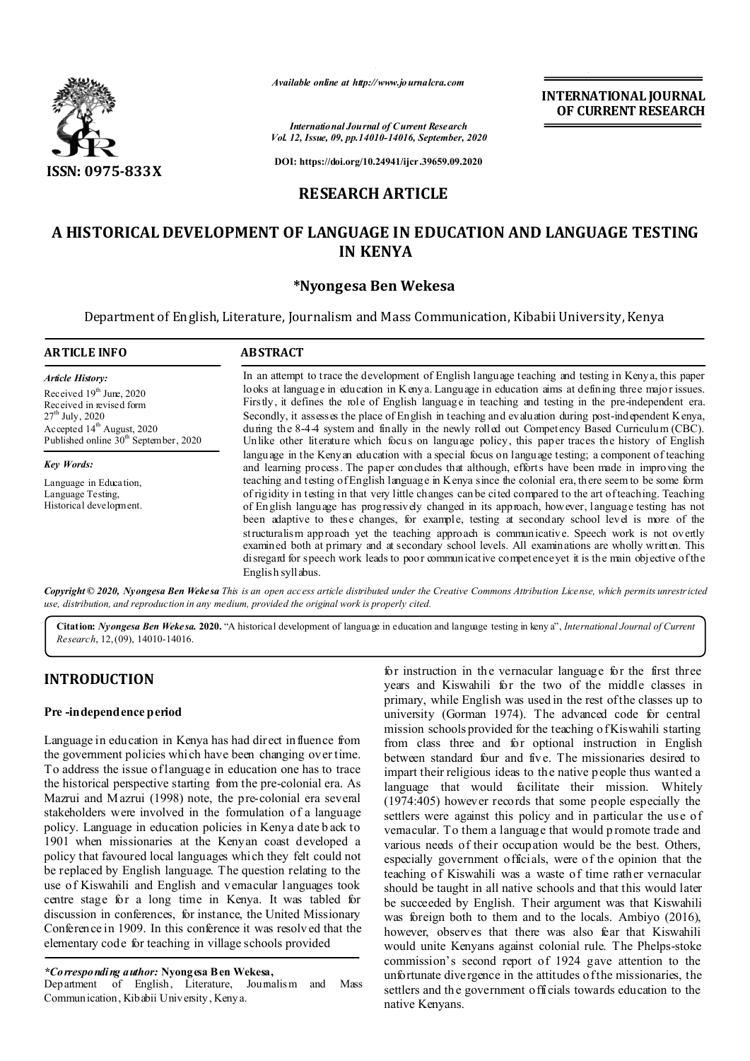# A HISTORICAL DEVELOPMENT OF LANGUAGE IN EDUCATION AND LANGUAGE TESTING IN KENYA

**RESEARCH ARTICLE**

**\*Nyongesa Ben Wekesa**

Department of English, Literature, Journalism and Mass Communication, Kibabii University, Kenya

## ARTICLE INFO

*Article History:*

Received 19th June, 2020
Received in revised form 27th July, 2020
Accepted 14th August, 2020
Published online 30th September, 2020

*Key Words:*

Language in Education, Language Testing, Historical development.

## ABSTRACT

In an attempt to trace the development of English language teaching and testing in Kenya, this paper looks at language in education in Kenya. Language in education aims at defining three major issues. Firstly, it defines the role of English language in teaching and testing in the pre-independent era. Secondly, it assesses the place of English in teaching and evaluation during post-independent Kenya, during the 8-4-4 system and finally in the newly rolled out Competency Based Curriculum (CBC). Unlike other literature which focus on language policy, this paper traces the history of English language in the Kenyan education with a special focus on language testing; a component of teaching and learning process. The paper concludes that although, efforts have been made in improving the teaching and testing of English language in Kenya since the colonial era, there seem to be some form of rigidity in testing in that very little changes can be cited compared to the art of teaching. Teaching of English language has progressively changed in its approach, however, language testing has not been adaptive to these changes, for example, testing at secondary school level is more of the structuralism approach yet the teaching approach is communicative. Speech work is not overtly examined both at primary and at secondary school levels. All examinations are wholly written. This disregard for speech work leads to poor communicative competence yet it is the main objective of the English syllabus.

*Copyright © 2020, Nyongesa Ben Wekesa This is an open access article distributed under the Creative Commons Attribution License, which permits unrestricted use, distribution, and reproduction in any medium, provided the original work is properly cited.*

**Citation:** *Nyongesa Ben Wekesa.* **2020.** "A historical development of language in education and language testing in kenya", *International Journal of Current Research*, 12, (09), 14010-14016.

## INTRODUCTION

### Pre -independence period

Language in education in Kenya has had direct influence from the government policies which have been changing over time. To address the issue of language in education one has to trace the historical perspective starting from the pre-colonial era. As Mazrui and Mazrui (1998) note, the pre-colonial era several stakeholders were involved in the formulation of a language policy. Language in education policies in Kenya date back to 1901 when missionaries at the Kenyan coast developed a policy that favoured local languages which they felt could not be replaced by English language. The question relating to the use of Kiswahili and English and vernacular languages took centre stage for a long time in Kenya. It was tabled for discussion in conferences, for instance, the United Missionary Conference in 1909. In this conference it was resolved that the elementary code for teaching in village schools provided for instruction in the vernacular language for the first three years and Kiswahili for the two of the middle classes in primary, while English was used in the rest of the classes up to university (Gorman 1974). The advanced code for central mission schools provided for the teaching of Kiswahili starting from class three and for optional instruction in English between standard four and five. The missionaries desired to impart their religious ideas to the native people thus wanted a language that would facilitate their mission. Whitely (1974:405) however records that some people especially the settlers were against this policy and in particular the use of vernacular. To them a language that would promote trade and various needs of their occupation would be the best. Others, especially government officials, were of the opinion that the teaching of Kiswahili was a waste of time rather vernacular should be taught in all native schools and that this would later be succeeded by English. Their argument was that Kiswahili was foreign both to them and to the locals. Ambiyo (2016), however, observes that there was also fear that Kiswahili would unite Kenyans against colonial rule. The Phelps-stoke commission's second report of 1924 gave attention to the unfortunate divergence in the attitudes of the missionaries, the settlers and the government officials towards education to the native Kenyans.

*\*Corresponding author:* **Nyongesa Ben Wekesa,**
Department of English, Literature, Journalism and Mass Communication, Kibabii University, Kenya.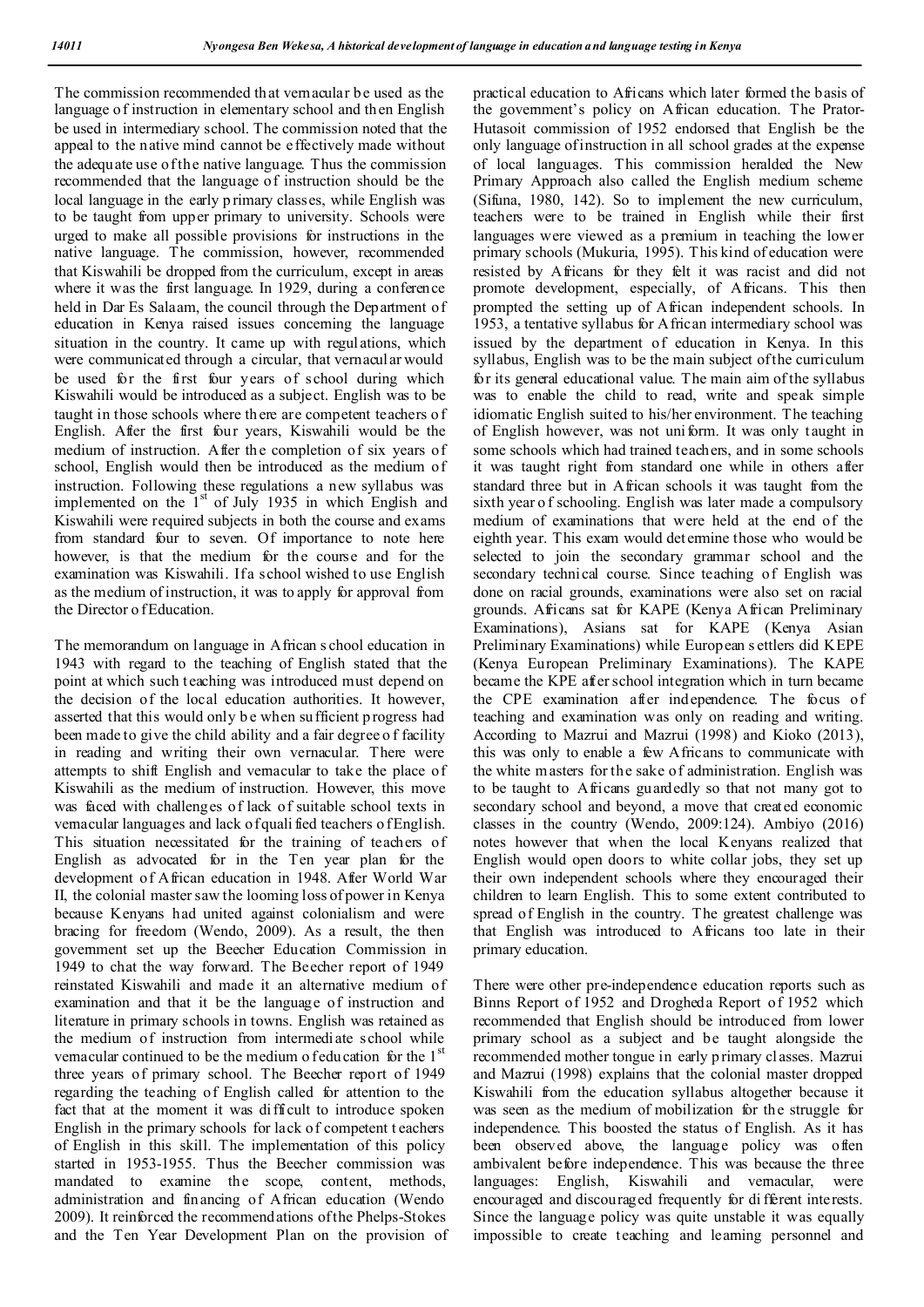The commission recommended that vernacular be used as the language of instruction in elementary school and then English be used in intermediary school. The commission noted that the appeal to the native mind cannot be effectively made without the adequate use of the native language. Thus the commission recommended that the language of instruction should be the local language in the early primary classes, while English was to be taught from upper primary to university. Schools were urged to make all possible provisions for instructions in the native language. The commission, however, recommended that Kiswahili be dropped from the curriculum, except in areas where it was the first language. In 1929, during a conference held in Dar Es Salaam, the council through the Department of education in Kenya raised issues concerning the language situation in the country. It came up with regulations, which were communicated through a circular, that vernacular would be used for the first four years of school during which Kiswahili would be introduced as a subject. English was to be taught in those schools where there are competent teachers of English. After the first four years, Kiswahili would be the medium of instruction. After the completion of six years of school, English would then be introduced as the medium of instruction. Following these regulations a new syllabus was implemented on the 1st of July 1935 in which English and Kiswahili were required subjects in both the course and exams from standard four to seven. Of importance to note here however, is that the medium for the course and for the examination was Kiswahili. If a school wished to use English as the medium of instruction, it was to apply for approval from the Director of Education.

The memorandum on language in African school education in 1943 with regard to the teaching of English stated that the point at which such teaching was introduced must depend on the decision of the local education authorities. It however, asserted that this would only be when sufficient progress had been made to give the child ability and a fair degree of facility in reading and writing their own vernacular. There were attempts to shift English and vernacular to take the place of Kiswahili as the medium of instruction. However, this move was faced with challenges of lack of suitable school texts in vernacular languages and lack of qualified teachers of English. This situation necessitated for the training of teachers of English as advocated for in the Ten year plan for the development of African education in 1948. After World War II, the colonial master saw the looming loss of power in Kenya because Kenyans had united against colonialism and were bracing for freedom (Wendo, 2009). As a result, the then government set up the Beecher Education Commission in 1949 to chat the way forward. The Beecher report of 1949 reinstated Kiswahili and made it an alternative medium of examination and that it be the language of instruction and literature in primary schools in towns. English was retained as the medium of instruction from intermediate school while vernacular continued to be the medium of education for the 1st three years of primary school. The Beecher report of 1949 regarding the teaching of English called for attention to the fact that at the moment it was difficult to introduce spoken English in the primary schools for lack of competent teachers of English in this skill. The implementation of this policy started in 1953-1955. Thus the Beecher commission was mandated to examine the scope, content, methods, administration and financing of African education (Wendo 2009). It reinforced the recommendations of the Phelps-Stokes and the Ten Year Development Plan on the provision of practical education to Africans which later formed the basis of the government's policy on African education. The Prator-Hutasoit commission of 1952 endorsed that English be the only language of instruction in all school grades at the expense of local languages. This commission heralded the New Primary Approach also called the English medium scheme (Sifuna, 1980, 142). So to implement the new curriculum, teachers were to be trained in English while their first languages were viewed as a premium in teaching the lower primary schools (Mukuria, 1995). This kind of education were resisted by Africans for they felt it was racist and did not promote development, especially, of Africans. This then prompted the setting up of African independent schools. In 1953, a tentative syllabus for African intermediary school was issued by the department of education in Kenya. In this syllabus, English was to be the main subject of the curriculum for its general educational value. The main aim of the syllabus was to enable the child to read, write and speak simple idiomatic English suited to his/her environment. The teaching of English however, was not uniform. It was only taught in some schools which had trained teachers, and in some schools it was taught right from standard one while in others after standard three but in African schools it was taught from the sixth year of schooling. English was later made a compulsory medium of examinations that were held at the end of the eighth year. This exam would determine those who would be selected to join the secondary grammar school and the secondary technical course. Since teaching of English was done on racial grounds, examinations were also set on racial grounds. Africans sat for KAPE (Kenya African Preliminary Examinations), Asians sat for KAPE (Kenya Asian Preliminary Examinations) while European settlers did KEPE (Kenya European Preliminary Examinations). The KAPE became the KPE after school integration which in turn became the CPE examination after independence. The focus of teaching and examination was only on reading and writing. According to Mazrui and Mazrui (1998) and Kioko (2013), this was only to enable a few Africans to communicate with the white masters for the sake of administration. English was to be taught to Africans guardedly so that not many got to secondary school and beyond, a move that created economic classes in the country (Wendo, 2009:124). Ambiyo (2016) notes however that when the local Kenyans realized that English would open doors to white collar jobs, they set up their own independent schools where they encouraged their children to learn English. This to some extent contributed to spread of English in the country. The greatest challenge was that English was introduced to Africans too late in their primary education.

There were other pre-independence education reports such as Binns Report of 1952 and Drogheda Report of 1952 which recommended that English should be introduced from lower primary school as a subject and be taught alongside the recommended mother tongue in early primary classes. Mazrui and Mazrui (1998) explains that the colonial master dropped Kiswahili from the education syllabus altogether because it was seen as the medium of mobilization for the struggle for independence. This boosted the status of English. As it has been observed above, the language policy was often ambivalent before independence. This was because the three languages: English, Kiswahili and vernacular, were encouraged and discouraged frequently for different interests. Since the language policy was quite unstable it was equally impossible to create teaching and learning personnel and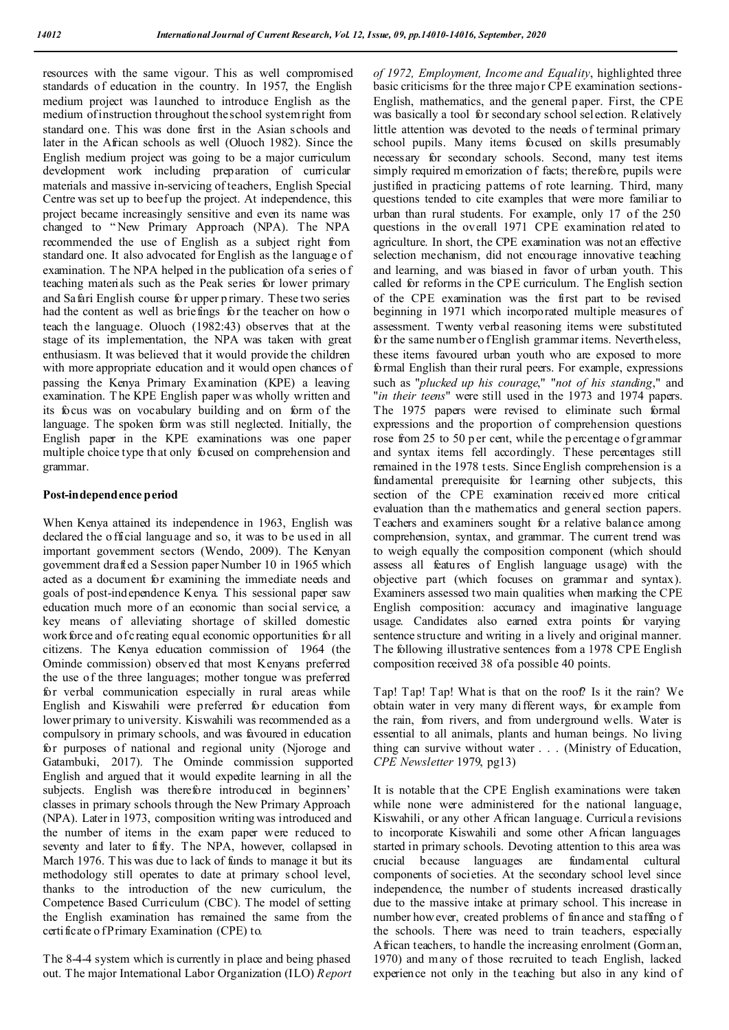resources with the same vigour. This as well compromised standards of education in the country. In 1957, the English medium project was launched to introduce English as the medium of instruction throughout the school system right from standard one. This was done first in the Asian schools and later in the African schools as well (Oluoch 1982). Since the English medium project was going to be a major curriculum development work including preparation of curricular materials and massive in-servicing of teachers, English Special Centre was set up to beef up the project. At independence, this project became increasingly sensitive and even its name was changed to "New Primary Approach (NPA). The NPA recommended the use of English as a subject right from standard one. It also advocated for English as the language of examination. The NPA helped in the publication of a series of teaching materials such as the Peak series for lower primary and Safari English course for upper primary. These two series had the content as well as briefings for the teacher on how o teach the language. Oluoch (1982:43) observes that at the stage of its implementation, the NPA was taken with great enthusiasm. It was believed that it would provide the children with more appropriate education and it would open chances of passing the Kenya Primary Examination (KPE) a leaving examination. The KPE English paper was wholly written and its focus was on vocabulary building and on form of the language. The spoken form was still neglected. Initially, the English paper in the KPE examinations was one paper multiple choice type that only focused on comprehension and grammar.

**Post-independence period**

When Kenya attained its independence in 1963, English was declared the official language and so, it was to be used in all important government sectors (Wendo, 2009). The Kenyan government drafted a Session paper Number 10 in 1965 which acted as a document for examining the immediate needs and goals of post-independence Kenya. This sessional paper saw education much more of an economic than social service, a key means of alleviating shortage of skilled domestic workforce and of creating equal economic opportunities for all citizens. The Kenya education commission of 1964 (the Ominde commission) observed that most Kenyans preferred the use of the three languages; mother tongue was preferred for verbal communication especially in rural areas while English and Kiswahili were preferred for education from lower primary to university. Kiswahili was recommended as a compulsory in primary schools, and was favoured in education for purposes of national and regional unity (Njoroge and Gatambuki, 2017). The Ominde commission supported English and argued that it would expedite learning in all the subjects. English was therefore introduced in beginners' classes in primary schools through the New Primary Approach (NPA). Later in 1973, composition writing was introduced and the number of items in the exam paper were reduced to seventy and later to fifty. The NPA, however, collapsed in March 1976. This was due to lack of funds to manage it but its methodology still operates to date at primary school level, thanks to the introduction of the new curriculum, the Competence Based Curriculum (CBC). The model of setting the English examination has remained the same from the certificate of Primary Examination (CPE) to.

The 8-4-4 system which is currently in place and being phased out. The major International Labor Organization (ILO) *Report of 1972, Employment, Income and Equality*, highlighted three basic criticisms for the three major CPE examination sections- English, mathematics, and the general paper. First, the CPE was basically a tool for secondary school selection. Relatively little attention was devoted to the needs of terminal primary school pupils. Many items focused on skills presumably necessary for secondary schools. Second, many test items simply required memorization of facts; therefore, pupils were justified in practicing patterns of rote learning. Third, many questions tended to cite examples that were more familiar to urban than rural students. For example, only 17 of the 250 questions in the overall 1971 CPE examination related to agriculture. In short, the CPE examination was not an effective selection mechanism, did not encourage innovative teaching and learning, and was biased in favor of urban youth. This called for reforms in the CPE curriculum. The English section of the CPE examination was the first part to be revised beginning in 1971 which incorporated multiple measures of assessment. Twenty verbal reasoning items were substituted for the same number of English grammar items. Nevertheless, these items favoured urban youth who are exposed to more formal English than their rural peers. For example, expressions such as "*plucked up his courage*," "*not of his standing*," and "*in their teens*" were still used in the 1973 and 1974 papers. The 1975 papers were revised to eliminate such formal expressions and the proportion of comprehension questions rose from 25 to 50 per cent, while the percentage of grammar and syntax items fell accordingly. These percentages still remained in the 1978 tests. Since English comprehension is a fundamental prerequisite for learning other subjects, this section of the CPE examination received more critical evaluation than the mathematics and general section papers. Teachers and examiners sought for a relative balance among comprehension, syntax, and grammar. The current trend was to weigh equally the composition component (which should assess all features of English language usage) with the objective part (which focuses on grammar and syntax). Examiners assessed two main qualities when marking the CPE English composition: accuracy and imaginative language usage. Candidates also earned extra points for varying sentence structure and writing in a lively and original manner. The following illustrative sentences from a 1978 CPE English composition received 38 of a possible 40 points.

Tap! Tap! Tap! What is that on the roof? Is it the rain? We obtain water in very many different ways, for example from the rain, from rivers, and from underground wells. Water is essential to all animals, plants and human beings. No living thing can survive without water . . . (Ministry of Education, *CPE Newsletter* 1979, pg13)

It is notable that the CPE English examinations were taken while none were administered for the national language, Kiswahili, or any other African language. Curricula revisions to incorporate Kiswahili and some other African languages started in primary schools. Devoting attention to this area was crucial because languages are fundamental cultural components of societies. At the secondary school level since independence, the number of students increased drastically due to the massive intake at primary school. This increase in number however, created problems of finance and staffing of the schools. There was need to train teachers, especially African teachers, to handle the increasing enrolment (Gorman, 1970) and many of those recruited to teach English, lacked experience not only in the teaching but also in any kind of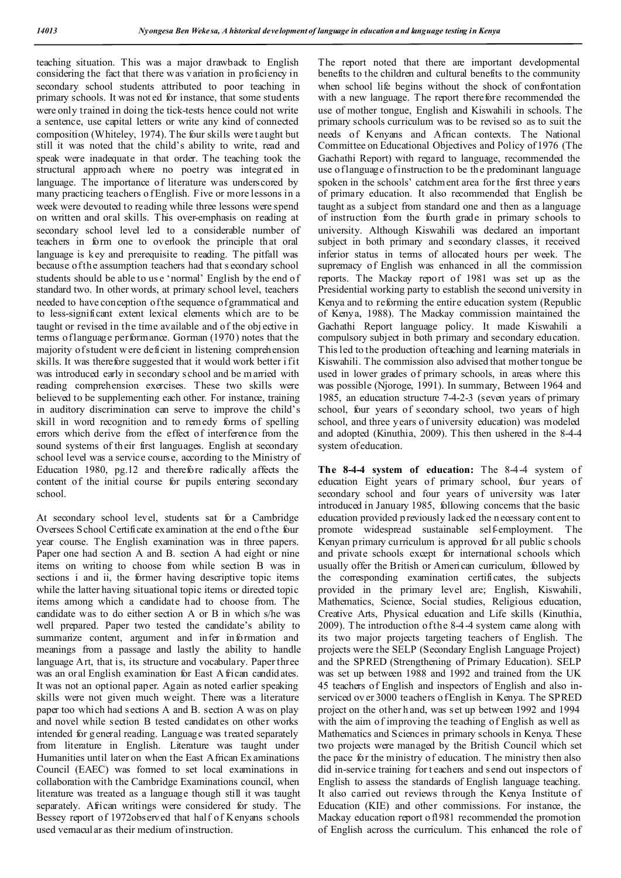teaching situation. This was a major drawback to English considering the fact that there was variation in proficiency in secondary school students attributed to poor teaching in primary schools. It was noted for instance, that some students were only trained in doing the tick-tests hence could not write a sentence, use capital letters or write any kind of connected composition (Whiteley, 1974). The four skills were taught but still it was noted that the child's ability to write, read and speak were inadequate in that order. The teaching took the structural approach where no poetry was integrated in language. The importance of literature was underscored by many practicing teachers of English. Five or more lessons in a week were devouted to reading while three lessons were spend on written and oral skills. This over-emphasis on reading at secondary school level led to a considerable number of teachers in form one to overlook the principle that oral language is key and prerequisite to reading. The pitfall was because of the assumption teachers had that secondary school students should be able to use 'normal' English by the end of standard two. In other words, at primary school level, teachers needed to have conception of the sequence of grammatical and to less-significant extent lexical elements which are to be taught or revised in the time available and of the objective in terms of language performance. Gorman (1970) notes that the majority of student were deficient in listening comprehension skills. It was therefore suggested that it would work better if it was introduced early in secondary school and be married with reading comprehension exercises. These two skills were believed to be supplementing each other. For instance, training in auditory discrimination can serve to improve the child's skill in word recognition and to remedy forms of spelling errors which derive from the effect of interference from the sound systems of their first languages. English at secondary school level was a service course, according to the Ministry of Education 1980, pg.12 and therefore radically affects the content of the initial course for pupils entering secondary school.

At secondary school level, students sat for a Cambridge Oversees School Certificate examination at the end of the four year course. The English examination was in three papers. Paper one had section A and B. section A had eight or nine items on writing to choose from while section B was in sections i and ii, the former having descriptive topic items while the latter having situational topic items or directed topic items among which a candidate had to choose from. The candidate was to do either section A or B in which s/he was well prepared. Paper two tested the candidate's ability to summarize content, argument and infer information and meanings from a passage and lastly the ability to handle language Art, that is, its structure and vocabulary. Paper three was an oral English examination for East African candidates. It was not an optional paper. Again as noted earlier speaking skills were not given much weight. There was a literature paper too which had sections A and B. section A was on play and novel while section B tested candidates on other works intended for general reading. Language was treated separately from literature in English. Literature was taught under Humanities until later on when the East African Examinations Council (EAEC) was formed to set local examinations in collaboration with the Cambridge Examinations council, when literature was treated as a language though still it was taught separately. African writings were considered for study. The Bessey report of 1972observed that half of Kenyans schools used vernacular as their medium of instruction.

The report noted that there are important developmental benefits to the children and cultural benefits to the community when school life begins without the shock of confrontation with a new language. The report therefore recommended the use of mother tongue, English and Kiswahili in schools. The primary schools curriculum was to be revised so as to suit the needs of Kenyans and African contexts. The National Committee on Educational Objectives and Policy of 1976 (The Gachathi Report) with regard to language, recommended the use of language of instruction to be the predominant language spoken in the schools' catchment area for the first three years of primary education. It also recommended that English be taught as a subject from standard one and then as a language of instruction from the fourth grade in primary schools to university. Although Kiswahili was declared an important subject in both primary and secondary classes, it received inferior status in terms of allocated hours per week. The supremacy of English was enhanced in all the commission reports. The Mackay report of 1981 was set up as the Presidential working party to establish the second university in Kenya and to reforming the entire education system (Republic of Kenya, 1988). The Mackay commission maintained the Gachathi Report language policy. It made Kiswahili a compulsory subject in both primary and secondary education. This led to the production of teaching and learning materials in Kiswahili. The commission also advised that mother tongue be used in lower grades of primary schools, in areas where this was possible (Njoroge, 1991). In summary, Between 1964 and 1985, an education structure 7-4-2-3 (seven years of primary school, four years of secondary school, two years of high school, and three years of university education) was modeled and adopted (Kinuthia, 2009). This then ushered in the 8-4-4 system of education.

**The 8-4-4 system of education:** The 8-4-4 system of education Eight years of primary school, four years of secondary school and four years of university was later introduced in January 1985, following concerns that the basic education provided previously lacked the necessary content to promote widespread sustainable self-employment. The Kenyan primary curriculum is approved for all public schools and private schools except for international schools which usually offer the British or American curriculum, followed by the corresponding examination certificates, the subjects provided in the primary level are; English, Kiswahili, Mathematics, Science, Social studies, Religious education, Creative Arts, Physical education and Life skills (Kinuthia, 2009). The introduction of the 8-4-4 system came along with its two major projects targeting teachers of English. The projects were the SELP (Secondary English Language Project) and the SPRED (Strengthening of Primary Education). SELP was set up between 1988 and 1992 and trained from the UK 45 teachers of English and inspectors of English and also in-serviced over 3000 teachers of English in Kenya. The SPRED project on the other hand, was set up between 1992 and 1994 with the aim of improving the teaching of English as well as Mathematics and Sciences in primary schools in Kenya. These two projects were managed by the British Council which set the pace for the ministry of education. The ministry then also did in-service training for teachers and send out inspectors of English to assess the standards of English language teaching. It also carried out reviews through the Kenya Institute of Education (KIE) and other commissions. For instance, the Mackay education report of1981 recommended the promotion of English across the curriculum. This enhanced the role of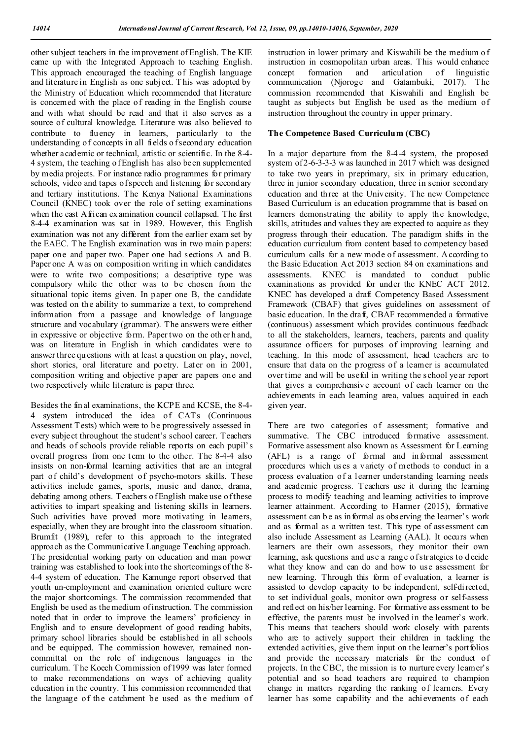other subject teachers in the improvement of English. The KIE came up with the Integrated Approach to teaching English. This approach encouraged the teaching of English language and literature in English as one subject. This was adopted by the Ministry of Education which recommended that literature is concerned with the place of reading in the English course and with what should be read and that it also serves as a source of cultural knowledge. Literature was also believed to contribute to fluency in learners, particularly to the understanding of concepts in all fields of secondary education whether academic or technical, artistic or scientific. In the 8-4-4 system, the teaching of English has also been supplemented by media projects. For instance radio programmes for primary schools, video and tapes of speech and listening for secondary and tertiary institutions. The Kenya National Examinations Council (KNEC) took over the role of setting examinations when the east African examination council collapsed. The first 8-4-4 examination was sat in 1989. However, this English examination was not any different from the earlier exam set by the EAEC. The English examination was in two main papers: paper one and paper two. Paper one had sections A and B. Paper one A was on composition writing in which candidates were to write two compositions; a descriptive type was compulsory while the other was to be chosen from the situational topic items given. In paper one B, the candidate was tested on the ability to summarize a text, to comprehend information from a passage and knowledge of language structure and vocabulary (grammar). The answers were either in expressive or objective form. Paper two on the other hand, was on literature in English in which candidates were to answer three questions with at least a question on play, novel, short stories, oral literature and poetry. Later on in 2001, composition writing and objective paper are papers one and two respectively while literature is paper three.

Besides the final examinations, the KCPE and KCSE, the 8-4-4 system introduced the idea of CATs (Continuous Assessment Tests) which were to be progressively assessed in every subject throughout the student's school career. Teachers and heads of schools provide reliable reports on each pupil's overall progress from one term to the other. The 8-4-4 also insists on non-formal learning activities that are an integral part of child's development of psycho-motors skills. These activities include games, sports, music and dance, drama, debating among others. Teachers of English make use of these activities to impart speaking and listening skills in learners. Such activities have proved more motivating in learners, especially, when they are brought into the classroom situation. Brumfit (1989), refer to this approach to the integrated approach as the Communicative Language Teaching approach. The presidential working party on education and man power training was established to look into the shortcomings of the 8-4-4 system of education. The Kamunge report observed that youth un-employment and examination oriented culture were the major shortcomings. The commission recommended that English be used as the medium of instruction. The commission noted that in order to improve the learners' proficiency in English and to ensure development of good reading habits, primary school libraries should be established in all schools and be equipped. The commission however, remained non-committal on the role of indigenous languages in the curriculum. The Koech Commission of 1999 was later formed to make recommendations on ways of achieving quality education in the country. This commission recommended that the language of the catchment be used as the medium of instruction in lower primary and Kiswahili be the medium of instruction in cosmopolitan urban areas. This would enhance concept formation and articulation of linguistic communication (Njoroge and Gatambuki, 2017). The commission recommended that Kiswahili and English be taught as subjects but English be used as the medium of instruction throughout the country in upper primary.

**The Competence Based Curriculum (CBC)**

In a major departure from the 8-4-4 system, the proposed system of 2-6-3-3-3 was launched in 2017 which was designed to take two years in preprimary, six in primary education, three in junior secondary education, three in senior secondary education and three at the University. The new Competence Based Curriculum is an education programme that is based on learners demonstrating the ability to apply the knowledge, skills, attitudes and values they are expected to acquire as they progress through their education. The paradigm shifts in the education curriculum from content based to competency based curriculum calls for a new mode of assessment. According to the Basic Education Act 2013 section 84 on examinations and assessments. KNEC is mandated to conduct public examinations as provided for under the KNEC ACT 2012. KNEC has developed a draft Competency Based Assessment Framework (CBAF) that gives guidelines on assessment of basic education. In the draft, CBAF recommended a formative (continuous) assessment which provides continuous feedback to all the stakeholders, learners, teachers, parents and quality assurance officers for purposes of improving learning and teaching. In this mode of assessment, head teachers are to ensure that data on the progress of a learner is accumulated over time and will be useful in writing the school year report that gives a comprehensive account of each learner on the achievements in each learning area, values acquired in each given year.

There are two categories of assessment; formative and summative. The CBC introduced formative assessment. Formative assessment also known as Assessment for Learning (AFL) is a range of formal and informal assessment procedures which uses a variety of methods to conduct in a process evaluation of a learner understanding learning needs and academic progress. Teachers use it during the learning process to modify teaching and learning activities to improve learner attainment. According to Harmer (2015), formative assessment can be as informal as observing the learner's work and as formal as a written test. This type of assessment can also include Assessment as Learning (AAL). It occurs when learners are their own assessors, they monitor their own learning, ask questions and use a range of strategies to decide what they know and can do and how to use assessment for new learning. Through this form of evaluation, a learner is assisted to develop capacity to be independent, self-directed, to set individual goals, monitor own progress or self-assess and reflect on his/her learning. For formative assessment to be effective, the parents must be involved in the learner's work. This means that teachers should work closely with parents who are to actively support their children in tackling the extended activities, give them input on the learner's portfolios and provide the necessary materials for the conduct of projects. In the CBC, the mission is to nurture every learner's potential and so head teachers are required to champion change in matters regarding the ranking of learners. Every learner has some capability and the achievements of each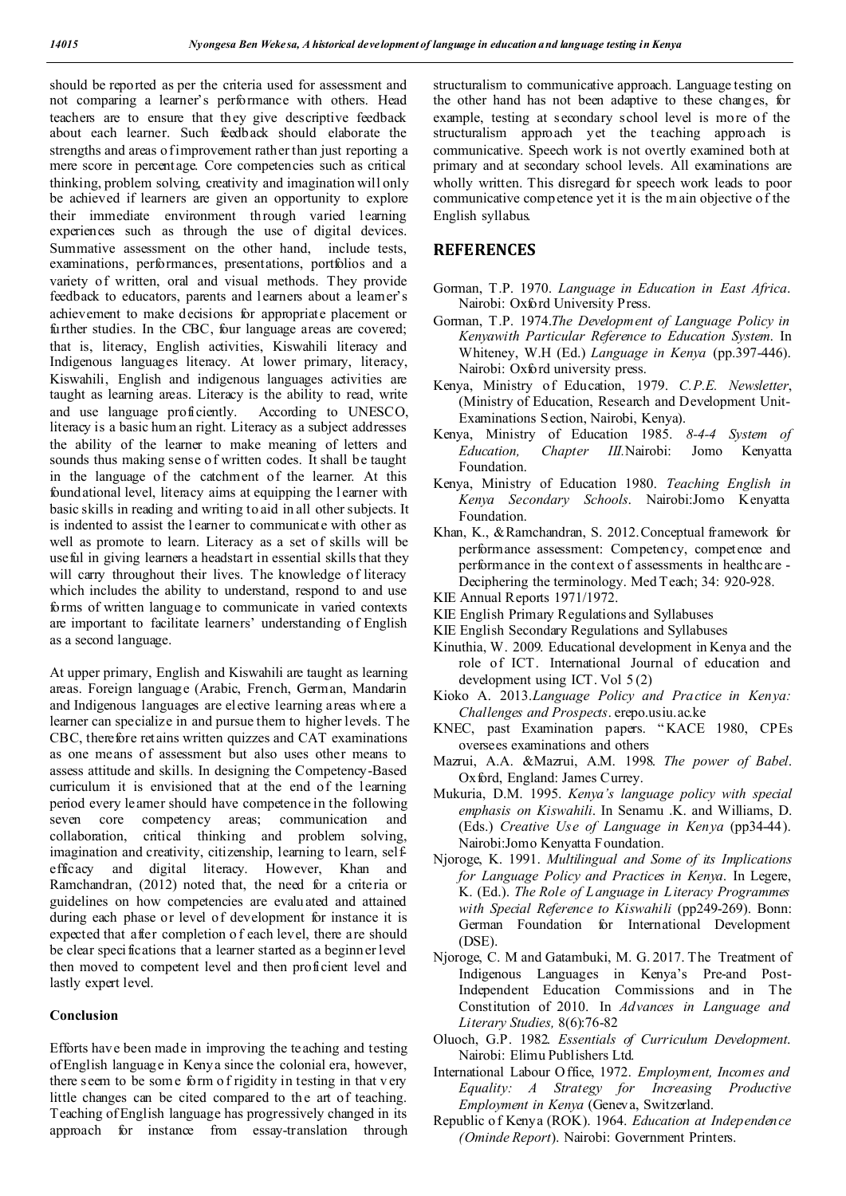should be reported as per the criteria used for assessment and not comparing a learner's performance with others. Head teachers are to ensure that they give descriptive feedback about each learner. Such feedback should elaborate the strengths and areas of improvement rather than just reporting a mere score in percentage. Core competencies such as critical thinking, problem solving, creativity and imagination will only be achieved if learners are given an opportunity to explore their immediate environment through varied learning experiences such as through the use of digital devices. Summative assessment on the other hand, include tests, examinations, performances, presentations, portfolios and a variety of written, oral and visual methods. They provide feedback to educators, parents and learners about a learner's achievement to make decisions for appropriate placement or further studies. In the CBC, four language areas are covered; that is, literacy, English activities, Kiswahili literacy and Indigenous languages literacy. At lower primary, literacy, Kiswahili, English and indigenous languages activities are taught as learning areas. Literacy is the ability to read, write and use language proficiently. According to UNESCO, literacy is a basic human right. Literacy as a subject addresses the ability of the learner to make meaning of letters and sounds thus making sense of written codes. It shall be taught in the language of the catchment of the learner. At this foundational level, literacy aims at equipping the learner with basic skills in reading and writing to aid in all other subjects. It is indented to assist the learner to communicate with other as well as promote to learn. Literacy as a set of skills will be useful in giving learners a headstart in essential skills that they will carry throughout their lives. The knowledge of literacy which includes the ability to understand, respond to and use forms of written language to communicate in varied contexts are important to facilitate learners' understanding of English as a second language.

At upper primary, English and Kiswahili are taught as learning areas. Foreign language (Arabic, French, German, Mandarin and Indigenous languages are elective learning areas where a learner can specialize in and pursue them to higher levels. The CBC, therefore retains written quizzes and CAT examinations as one means of assessment but also uses other means to assess attitude and skills. In designing the Competency-Based curriculum it is envisioned that at the end of the learning period every learner should have competence in the following seven core competency areas; communication and collaboration, critical thinking and problem solving, imagination and creativity, citizenship, learning to learn, self-efficacy and digital literacy. However, Khan and Ramchandran, (2012) noted that, the need for a criteria or guidelines on how competencies are evaluated and attained during each phase or level of development for instance it is expected that after completion of each level, there are should be clear specifications that a learner started as a beginner level then moved to competent level and then proficient level and lastly expert level.

### Conclusion

Efforts have been made in improving the teaching and testing of English language in Kenya since the colonial era, however, there seem to be some form of rigidity in testing in that very little changes can be cited compared to the art of teaching. Teaching of English language has progressively changed in its approach for instance from essay-translation through structuralism to communicative approach. Language testing on the other hand has not been adaptive to these changes, for example, testing at secondary school level is more of the structuralism approach yet the teaching approach is communicative. Speech work is not overtly examined both at primary and at secondary school levels. All examinations are wholly written. This disregard for speech work leads to poor communicative competence yet it is the main objective of the English syllabus.

## REFERENCES

Gorman, T.P. 1970. *Language in Education in East Africa*. Nairobi: Oxford University Press.

Gorman, T.P. 1974.*The Development of Language Policy in Kenyawith Particular Reference to Education System*. In Whiteney, W.H (Ed.) *Language in Kenya* (pp.397-446). Nairobi: Oxford university press.

Kenya, Ministry of Education, 1979. *C.P.E. Newsletter*, (Ministry of Education, Research and Development Unit-Examinations Section, Nairobi, Kenya).

Kenya, Ministry of Education 1985. *8-4-4 System of Education, Chapter III.*Nairobi: Jomo Kenyatta Foundation.

Kenya, Ministry of Education 1980. *Teaching English in Kenya Secondary Schools*. Nairobi:Jomo Kenyatta Foundation.

Khan, K., &Ramchandran, S. 2012.Conceptual framework for performance assessment: Competency, competence and performance in the context of assessments in healthcare - Deciphering the terminology. Med Teach; 34: 920-928.

KIE Annual Reports 1971/1972.

KIE English Primary Regulations and Syllabuses

KIE English Secondary Regulations and Syllabuses

Kinuthia, W. 2009. Educational development in Kenya and the role of ICT. International Journal of education and development using ICT. Vol 5 (2)

Kioko A. 2013.*Language Policy and Practice in Kenya: Challenges and Prospects*. erepo.usiu.ac.ke

KNEC, past Examination papers. "KACE 1980, CPEs oversees examinations and others

Mazrui, A.A. &Mazrui, A.M. 1998. *The power of Babel*. Oxford, England: James Currey.

Mukuria, D.M. 1995. *Kenya's language policy with special emphasis on Kiswahili*. In Senamu .K. and Williams, D. (Eds.) *Creative Use of Language in Kenya* (pp34-44). Nairobi:Jomo Kenyatta Foundation.

Njoroge, K. 1991. *Multilingual and Some of its Implications for Language Policy and Practices in Kenya*. In Legere, K. (Ed.). *The Role of Language in Literacy Programmes with Special Reference to Kiswahili* (pp249-269). Bonn: German Foundation for International Development (DSE).

Njoroge, C. M and Gatambuki, M. G. 2017. The Treatment of Indigenous Languages in Kenya's Pre-and Post-Independent Education Commissions and in The Constitution of 2010. In *Advances in Language and Literary Studies,* 8(6):76-82

Oluoch, G.P. 1982. *Essentials of Curriculum Development*. Nairobi: Elimu Publishers Ltd.

International Labour Office, 1972. *Employment, Incomes and Equality: A Strategy for Increasing Productive Employment in Kenya* (Geneva, Switzerland.

Republic of Kenya (ROK). 1964. *Education at Independence (Ominde Report*). Nairobi: Government Printers.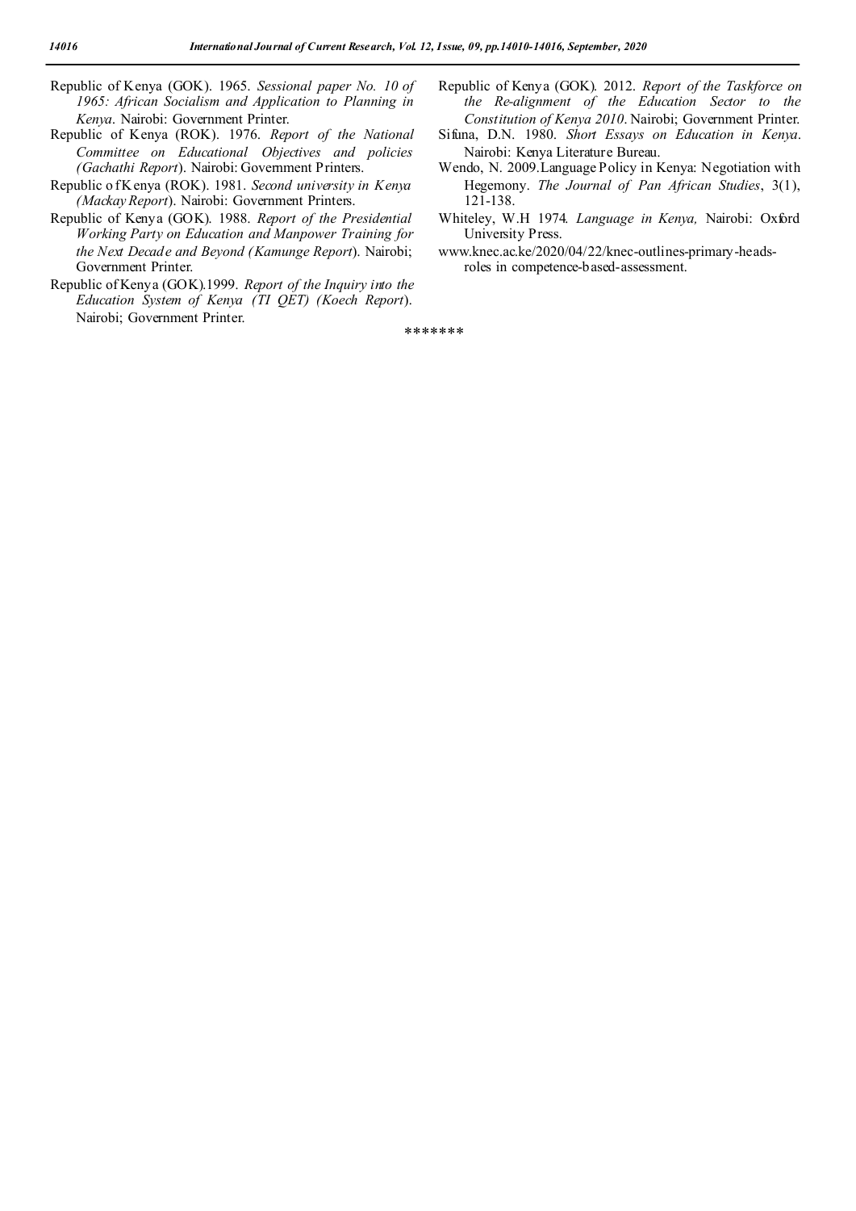Republic of Kenya (GOK). 1965. *Sessional paper No. 10 of 1965: African Socialism and Application to Planning in Kenya*. Nairobi: Government Printer.

Republic of Kenya (ROK). 1976. *Report of the National Committee on Educational Objectives and policies (Gachathi Report*). Nairobi: Government Printers.

Republic o f K enya (ROK). 1981. *Second university in Kenya (Mackay Report*). Nairobi: Government Printers.

Republic of Kenya (GOK). 1988. *Report of the Presidential Working Party on Education and Manpower Training for the Next Decade and Beyond (Kamunge Report*). Nairobi; Government Printer.

Republic of Kenya (GOK).1999. *Report of the Inquiry into the Education System of Kenya (TI QET) (Koech Report*). Nairobi; Government Printer.

Republic of Kenya (GOK). 2012. *Report of the Taskforce on the Re-alignment of the Education Sector to the Constitution of Kenya 2010*. Nairobi; Government Printer.

Sifuna, D.N. 1980. *Short Essays on Education in Kenya*. Nairobi: Kenya Literature Bureau.

Wendo, N. 2009.Language Policy in Kenya: Negotiation with Hegemony. *The Journal of Pan African Studies*, 3(1), 121-138.

Whiteley, W.H 1974. *Language in Kenya,* Nairobi: Oxford University Press.

www.knec.ac.ke/2020/04/22/knec-outlines-primary-heads-roles in competence-based-assessment.

\*\*\*\*\*\*\*